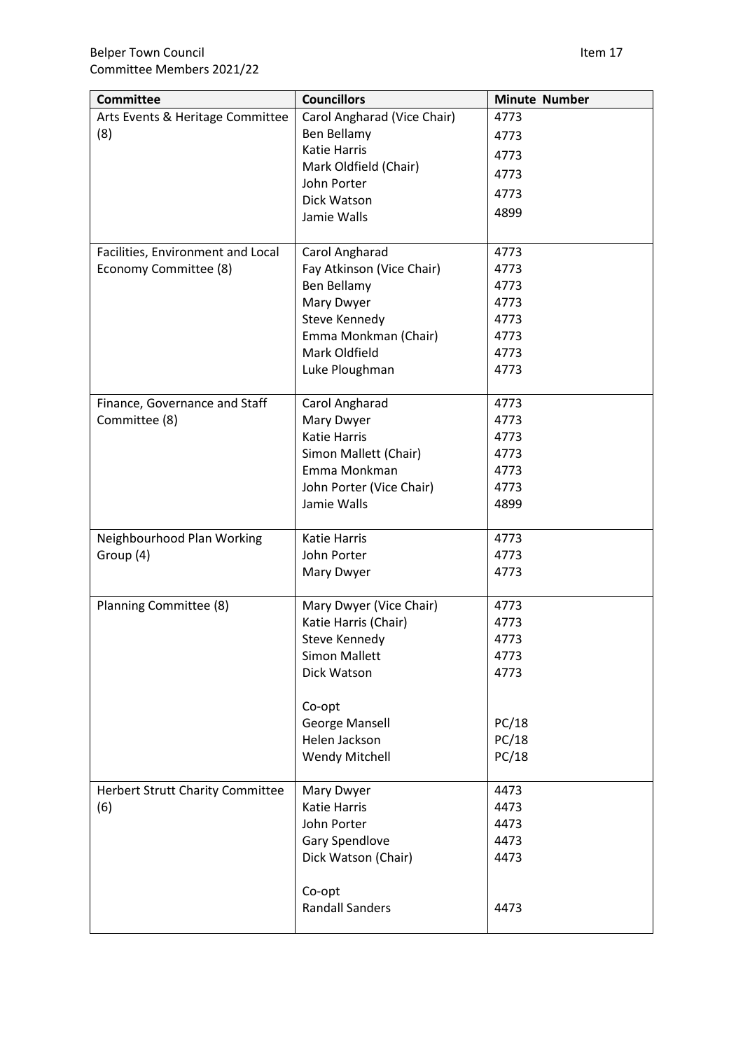Belper Town Council
Committee Members 2021/22

Item 17

| Committee | Councillors | Minute Number |
| --- | --- | --- |
| Arts Events & Heritage Committee (8) | Carol Angharad (Vice Chair)<br>Ben Bellamy<br>Katie Harris<br>Mark Oldfield (Chair)<br>John Porter<br>Dick Watson<br>Jamie Walls | 4773<br>4773<br>4773<br>4773<br>4773<br>4899 |
| Facilities, Environment and Local Economy Committee (8) | Carol Angharad<br>Fay Atkinson (Vice Chair)<br>Ben Bellamy<br>Mary Dwyer<br>Steve Kennedy<br>Emma Monkman (Chair)<br>Mark Oldfield<br>Luke Ploughman | 4773<br>4773<br>4773<br>4773<br>4773<br>4773<br>4773<br>4773 |
| Finance, Governance and Staff Committee (8) | Carol Angharad<br>Mary Dwyer<br>Katie Harris<br>Simon Mallett (Chair)<br>Emma Monkman<br>John Porter (Vice Chair)<br>Jamie Walls | 4773<br>4773<br>4773<br>4773<br>4773<br>4773<br>4899 |
| Neighbourhood Plan Working Group (4) | Katie Harris<br>John Porter<br>Mary Dwyer | 4773<br>4773<br>4773 |
| Planning Committee (8) | Mary Dwyer (Vice Chair)<br>Katie Harris (Chair)<br>Steve Kennedy<br>Simon Mallett<br>Dick Watson<br><br>Co-opt<br>George Mansell<br>Helen Jackson<br>Wendy Mitchell | 4773<br>4773<br>4773<br>4773<br>4773<br><br><br>PC/18<br>PC/18<br>PC/18 |
| Herbert Strutt Charity Committee (6) | Mary Dwyer<br>Katie Harris<br>John Porter<br>Gary Spendlove<br>Dick Watson (Chair)<br><br>Co-opt<br>Randall Sanders | 4473<br>4473<br>4473<br>4473<br>4473<br><br><br>4473 |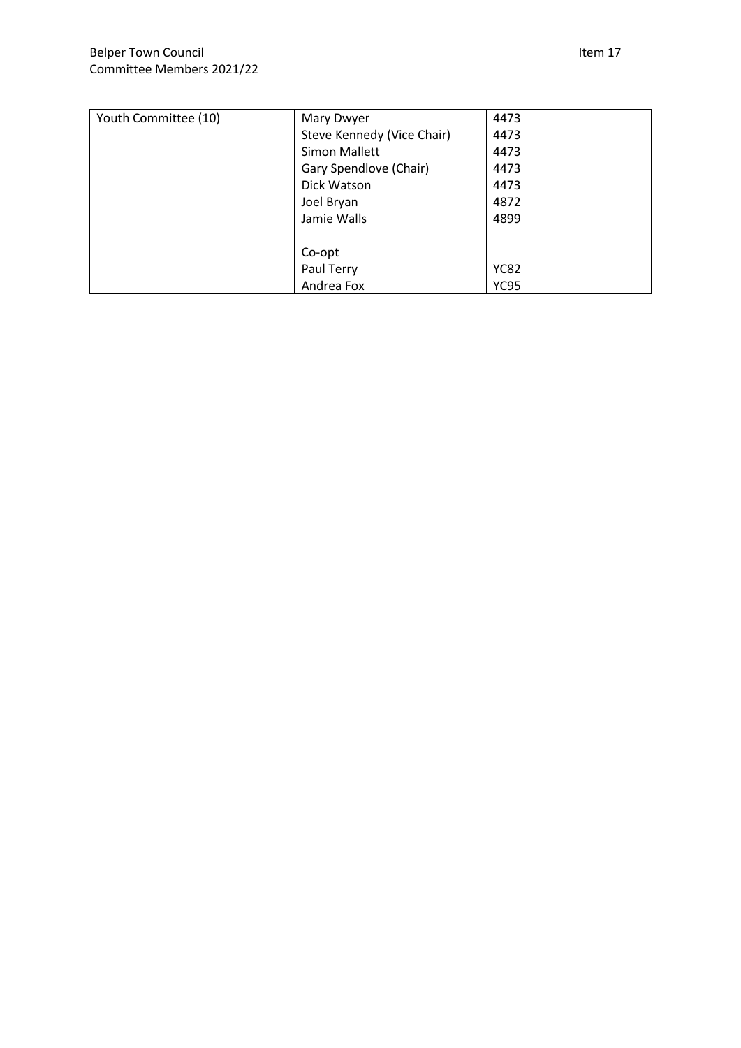| | | |
|---|---|---|
| Youth Committee (10) | Mary Dwyer | 4473 |
| | Steve Kennedy (Vice Chair) | 4473 |
| | Simon Mallett | 4473 |
| | Gary Spendlove (Chair) | 4473 |
| | Dick Watson | 4473 |
| | Joel Bryan | 4872 |
| | Jamie Walls | 4899 |
| | | |
| | Co-opt | |
| | Paul Terry | YC82 |
| | Andrea Fox | YC95 |